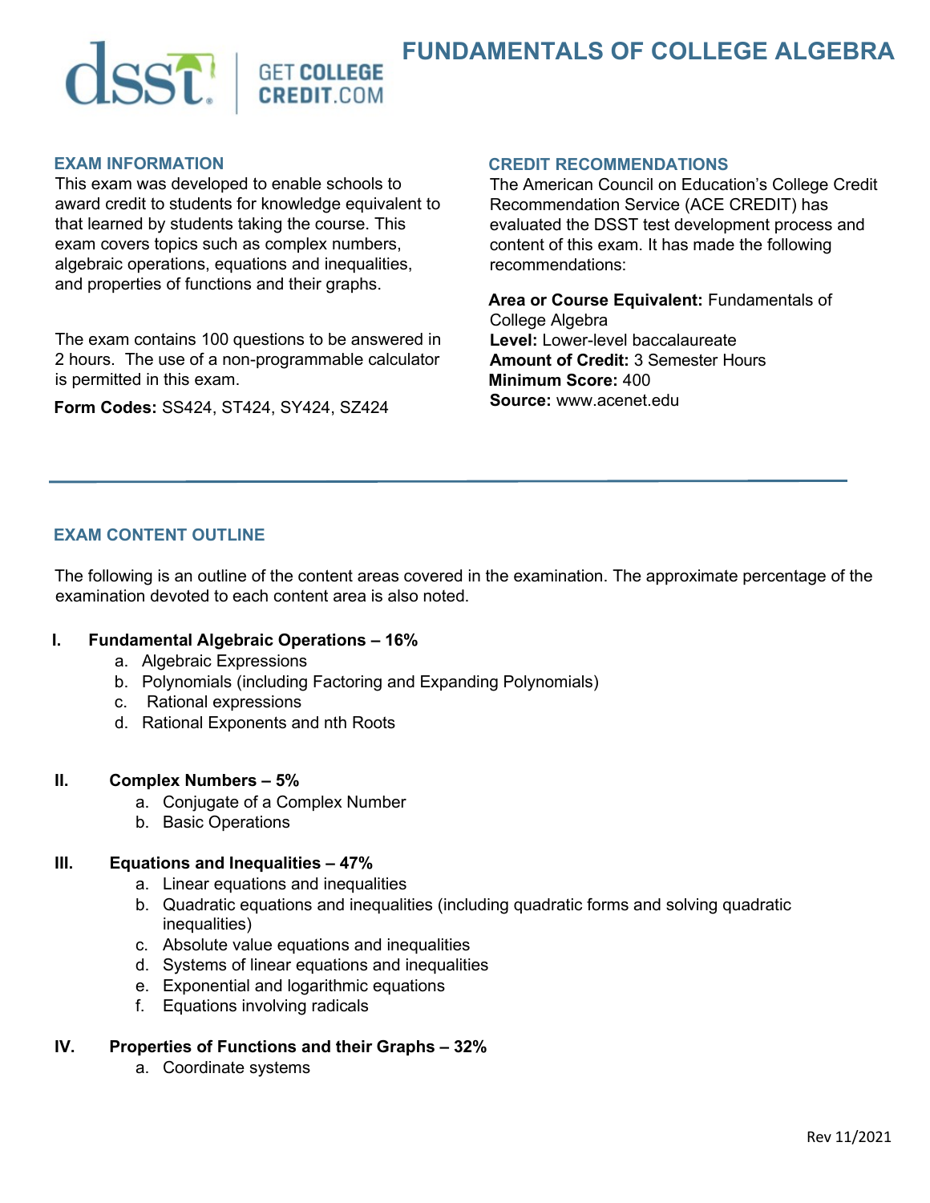# FUNDAMENTALS OF COLLEGE ALGEBRA

## EXAM INFORMATION

This exam was developed to enable schools to award credit to students for knowledge equivalent to that learned by students taking the course. This exam covers topics such as complex numbers, algebraic operations, equations and inequalities, and properties of functions and their graphs.

The exam contains 100 questions to be answered in 2 hours. The use of a non-programmable calculator is permitted in this exam.

**Form Codes:** SS424, ST424, SY424, SZ424

## CREDIT RECOMMENDATIONS

The American Council on Education's College Credit Recommendation Service (ACE CREDIT) has evaluated the DSST test development process and content of this exam. It has made the following recommendations:

**Area or Course Equivalent:** Fundamentals of College Algebra
**Level:** Lower-level baccalaureate
**Amount of Credit:** 3 Semester Hours
**Minimum Score:** 400
**Source:** www.acenet.edu

---

## EXAM CONTENT OUTLINE

The following is an outline of the content areas covered in the examination. The approximate percentage of the examination devoted to each content area is also noted.

**I. Fundamental Algebraic Operations – 16%**

a. Algebraic Expressions
b. Polynomials (including Factoring and Expanding Polynomials)
c. Rational expressions
d. Rational Exponents and nth Roots

**II. Complex Numbers – 5%**

a. Conjugate of a Complex Number
b. Basic Operations

**III. Equations and Inequalities – 47%**

a. Linear equations and inequalities
b. Quadratic equations and inequalities (including quadratic forms and solving quadratic inequalities)
c. Absolute value equations and inequalities
d. Systems of linear equations and inequalities
e. Exponential and logarithmic equations
f. Equations involving radicals

**IV. Properties of Functions and their Graphs – 32%**

a. Coordinate systems

Rev 11/2021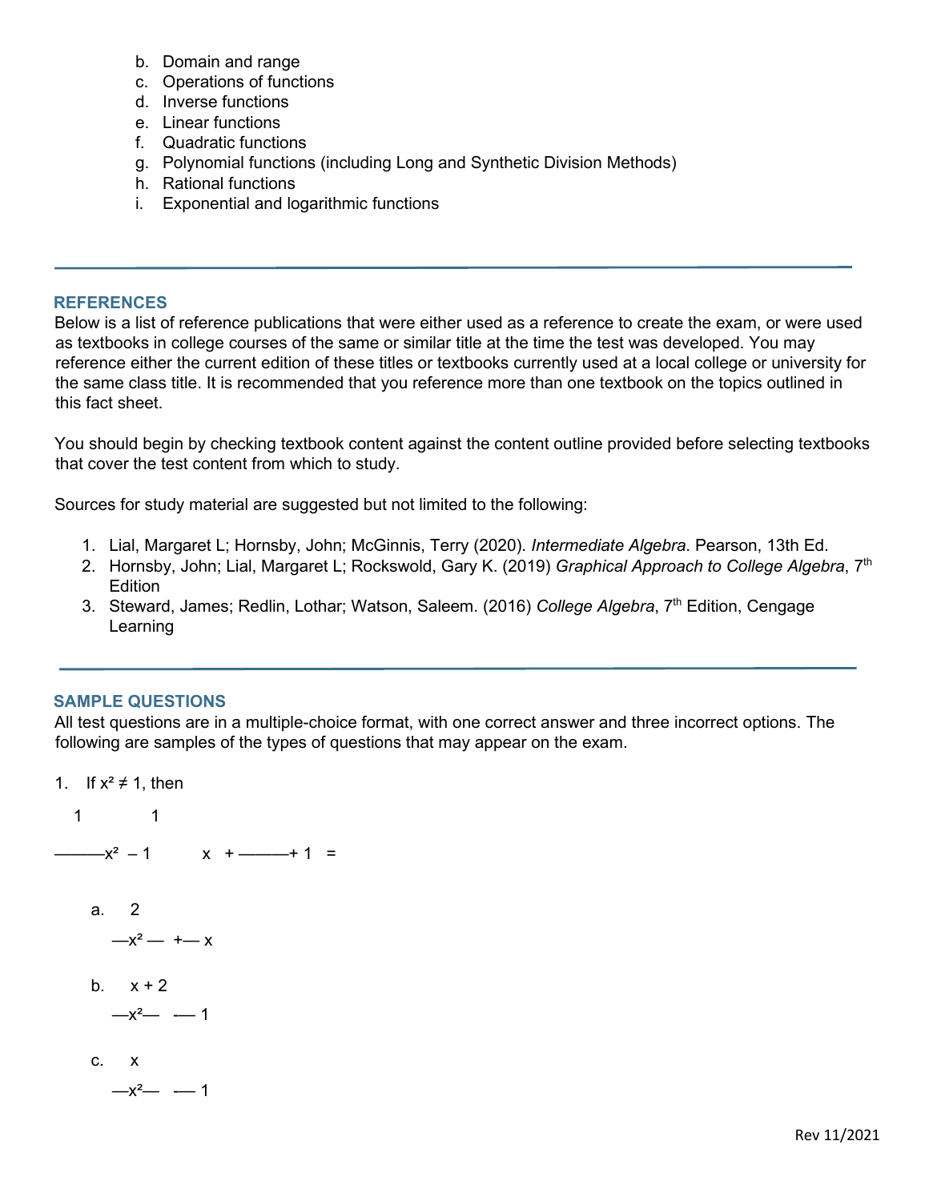b. Domain and range
c. Operations of functions
d. Inverse functions
e. Linear functions
f. Quadratic functions
g. Polynomial functions (including Long and Synthetic Division Methods)
h. Rational functions
i. Exponential and logarithmic functions

---

## REFERENCES

Below is a list of reference publications that were either used as a reference to create the exam, or were used as textbooks in college courses of the same or similar title at the time the test was developed. You may reference either the current edition of these titles or textbooks currently used at a local college or university for the same class title. It is recommended that you reference more than one textbook on the topics outlined in this fact sheet.

You should begin by checking textbook content against the content outline provided before selecting textbooks that cover the test content from which to study.

Sources for study material are suggested but not limited to the following:

1. Lial, Margaret L; Hornsby, John; McGinnis, Terry (2020). *Intermediate Algebra*. Pearson, 13th Ed.
2. Hornsby, John; Lial, Margaret L; Rockswold, Gary K. (2019) *Graphical Approach to College Algebra*, 7th Edition
3. Steward, James; Redlin, Lothar; Watson, Saleem. (2016) *College Algebra*, 7th Edition, Cengage Learning

---

## SAMPLE QUESTIONS

All test questions are in a multiple-choice format, with one correct answer and three incorrect options. The following are samples of the types of questions that may appear on the exam.

1. If $x^2 \neq 1$, then

$$\frac{1}{x^2 - 1} + \frac{1}{x + 1} =$$

a. $\dfrac{2}{x^2 + x}$

b. $\dfrac{x + 2}{x^2 - 1}$

c. $\dfrac{x}{x^2 - 1}$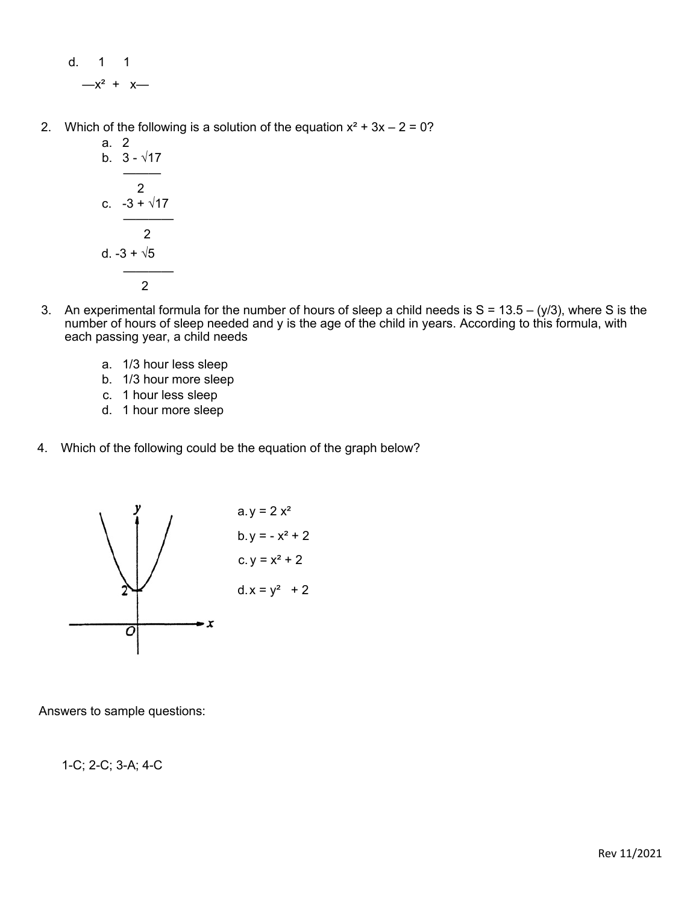d. $\frac{1}{x^2} + \frac{1}{x}$

2. Which of the following is a solution of the equation $x^2 + 3x - 2 = 0$?
   a. 2
   b. $\frac{3 - \sqrt{17}}{2}$
   c. $\frac{-3 + \sqrt{17}}{2}$
   d. $\frac{-3 + \sqrt{5}}{2}$

3. An experimental formula for the number of hours of sleep a child needs is $S = 13.5 - (y/3)$, where S is the number of hours of sleep needed and y is the age of the child in years. According to this formula, with each passing year, a child needs

   a. 1/3 hour less sleep
   b. 1/3 hour more sleep
   c. 1 hour less sleep
   d. 1 hour more sleep

4. Which of the following could be the equation of the graph below?

y
2
O
x

a. $y = 2x^2$

b. $y = -x^2 + 2$

c. $y = x^2 + 2$

d. $x = y^2 + 2$

Answers to sample questions:

1-C; 2-C; 3-A; 4-C

Rev 11/2021